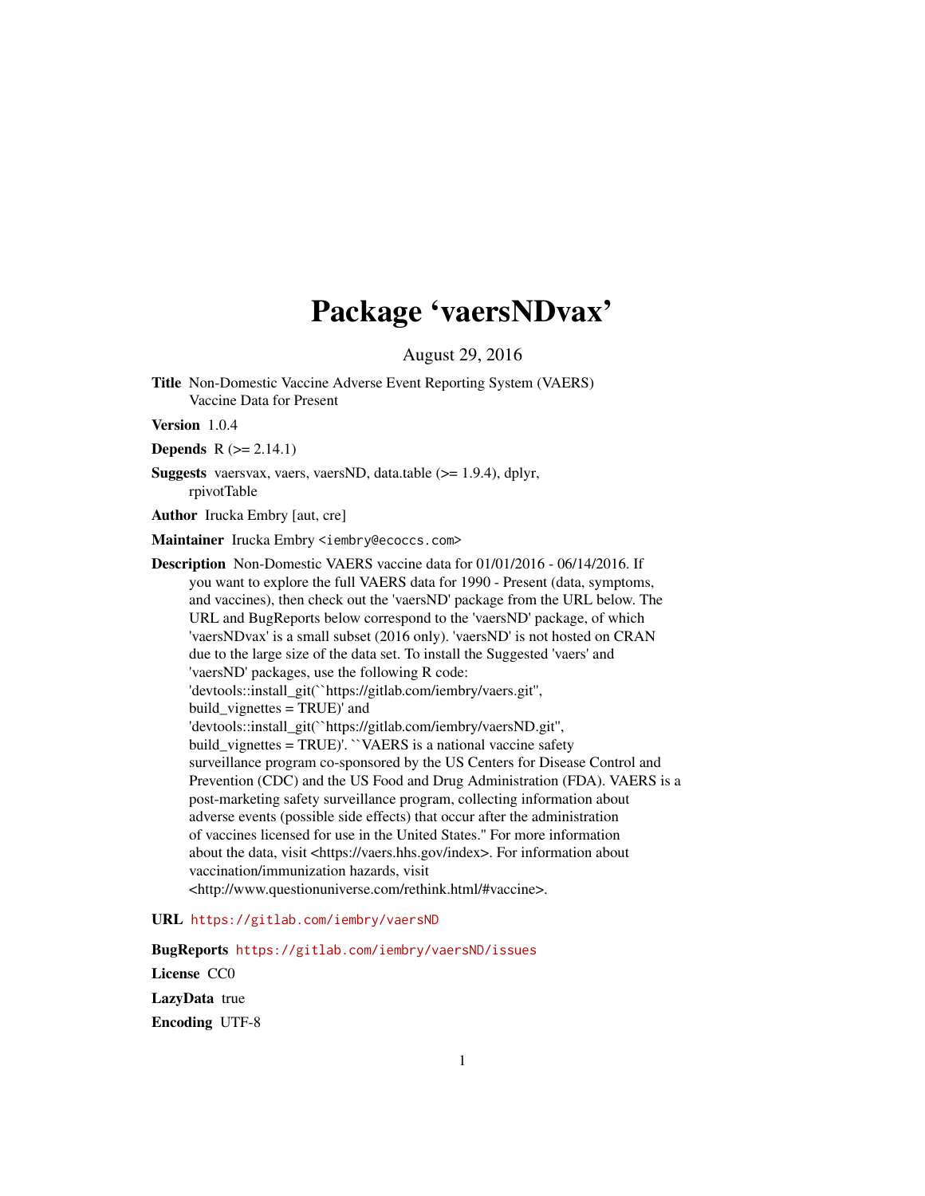# Package 'vaersNDvax'

August 29, 2016

**Title** Non-Domestic Vaccine Adverse Event Reporting System (VAERS) Vaccine Data for Present

**Version** 1.0.4

**Depends** R (>= 2.14.1)

**Suggests** vaersvax, vaers, vaersND, data.table (>= 1.9.4), dplyr, rpivotTable

**Author** Irucka Embry [aut, cre]

**Maintainer** Irucka Embry <iembry@ecoccs.com>

**Description** Non-Domestic VAERS vaccine data for 01/01/2016 - 06/14/2016. If you want to explore the full VAERS data for 1990 - Present (data, symptoms, and vaccines), then check out the 'vaersND' package from the URL below. The URL and BugReports below correspond to the 'vaersND' package, of which 'vaersNDvax' is a small subset (2016 only). 'vaersND' is not hosted on CRAN due to the large size of the data set. To install the Suggested 'vaers' and 'vaersND' packages, use the following R code: 'devtools::install_git(``https://gitlab.com/iembry/vaers.git'', build_vignettes = TRUE)' and 'devtools::install_git(``https://gitlab.com/iembry/vaersND.git'', build_vignettes = TRUE)'. ``VAERS is a national vaccine safety surveillance program co-sponsored by the US Centers for Disease Control and Prevention (CDC) and the US Food and Drug Administration (FDA). VAERS is a post-marketing safety surveillance program, collecting information about adverse events (possible side effects) that occur after the administration of vaccines licensed for use in the United States.'' For more information about the data, visit <https://vaers.hhs.gov/index>. For information about vaccination/immunization hazards, visit <http://www.questionuniverse.com/rethink.html/#vaccine>.

**URL** https://gitlab.com/iembry/vaersND

**BugReports** https://gitlab.com/iembry/vaersND/issues

**License** CC0

**LazyData** true

**Encoding** UTF-8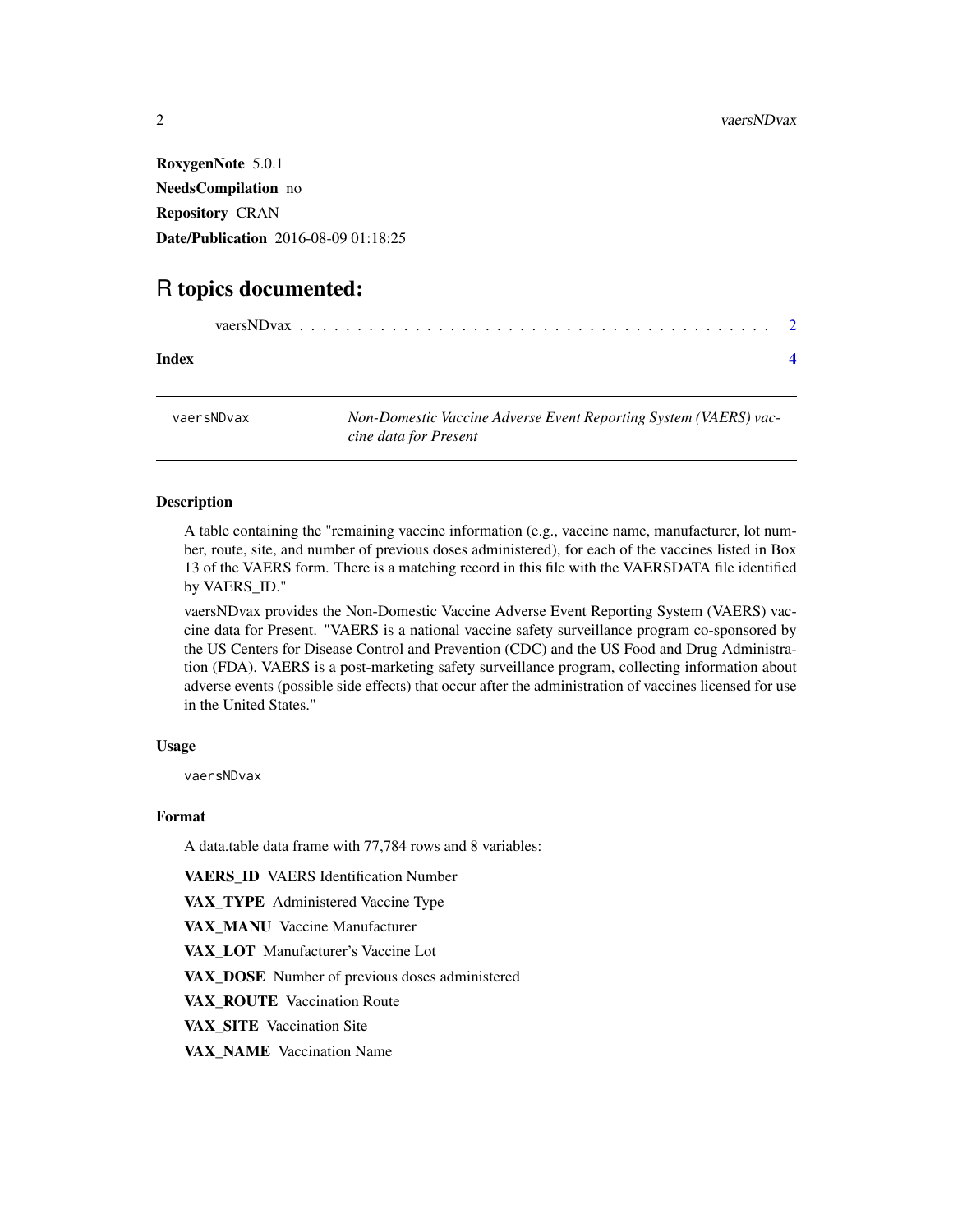**RoxygenNote** 5.0.1

**NeedsCompilation** no

**Repository** CRAN

**Date/Publication** 2016-08-09 01:18:25

# R topics documented:

vaersNDvax . . . . . . . . . . . . . . . . . . . . . . . . . . . . . . . . . . . . . . . 2

**Index** **4**

---

vaersNDvax &nbsp;&nbsp;&nbsp;&nbsp; *Non-Domestic Vaccine Adverse Event Reporting System (VAERS) vaccine data for Present*

---

### Description

A table containing the "remaining vaccine information (e.g., vaccine name, manufacturer, lot number, route, site, and number of previous doses administered), for each of the vaccines listed in Box 13 of the VAERS form. There is a matching record in this file with the VAERSDATA file identified by VAERS_ID."

vaersNDvax provides the Non-Domestic Vaccine Adverse Event Reporting System (VAERS) vaccine data for Present. "VAERS is a national vaccine safety surveillance program co-sponsored by the US Centers for Disease Control and Prevention (CDC) and the US Food and Drug Administration (FDA). VAERS is a post-marketing safety surveillance program, collecting information about adverse events (possible side effects) that occur after the administration of vaccines licensed for use in the United States."

### Usage

```
vaersNDvax
```

### Format

A data.table data frame with 77,784 rows and 8 variables:

**VAERS_ID** VAERS Identification Number

**VAX_TYPE** Administered Vaccine Type

**VAX_MANU** Vaccine Manufacturer

**VAX_LOT** Manufacturer's Vaccine Lot

**VAX_DOSE** Number of previous doses administered

**VAX_ROUTE** Vaccination Route

**VAX_SITE** Vaccination Site

**VAX_NAME** Vaccination Name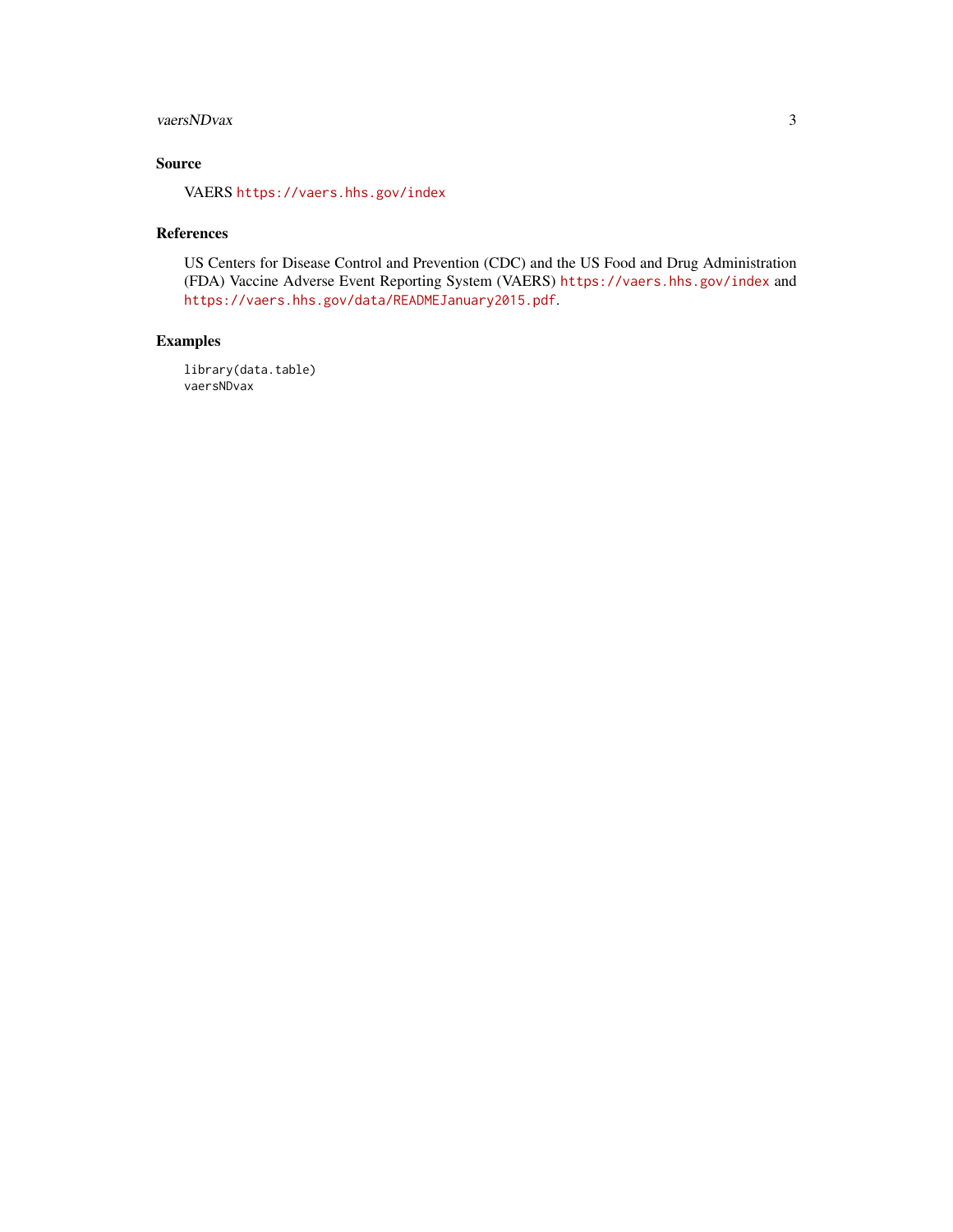## Source

VAERS https://vaers.hhs.gov/index

## References

US Centers for Disease Control and Prevention (CDC) and the US Food and Drug Administration (FDA) Vaccine Adverse Event Reporting System (VAERS) https://vaers.hhs.gov/index and https://vaers.hhs.gov/data/READMEJanuary2015.pdf.

## Examples

```
library(data.table)
vaersNDvax
```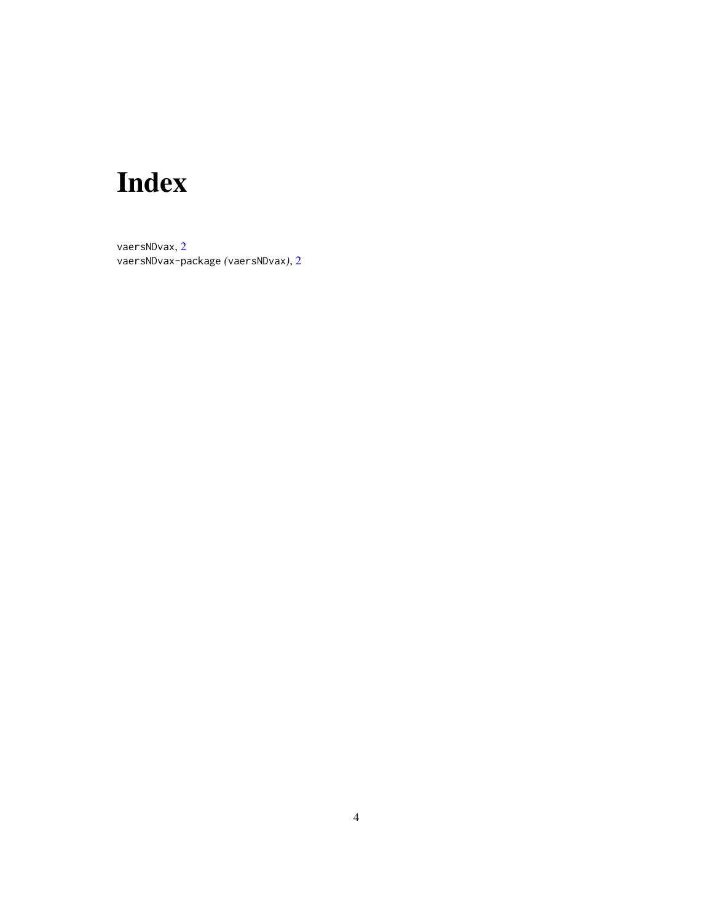# Index

vaersNDvax, 2
vaersNDvax-package (vaersNDvax), 2